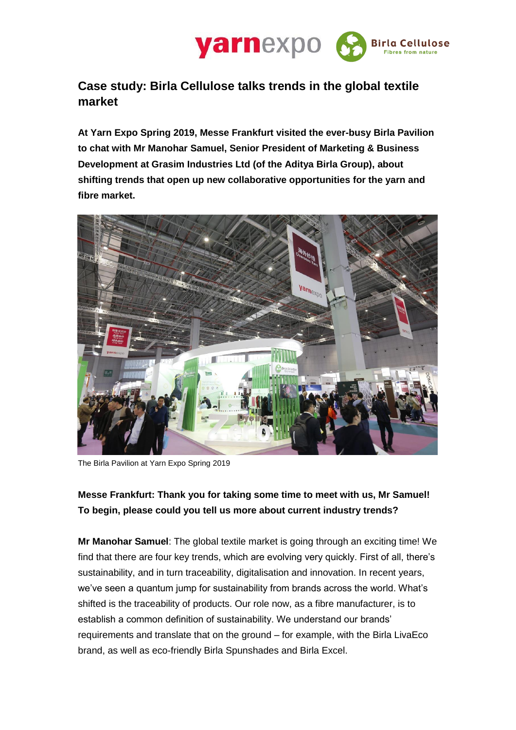# Case study: Birla Cellulose talks trends in the global textile market

**At Yarn Expo Spring 2019, Messe Frankfurt visited the ever-busy Birla Pavilion to chat with Mr Manohar Samuel, Senior President of Marketing & Business Development at Grasim Industries Ltd (of the Aditya Birla Group), about shifting trends that open up new collaborative opportunities for the yarn and fibre market.**

The Birla Pavilion at Yarn Expo Spring 2019

**Messe Frankfurt: Thank you for taking some time to meet with us, Mr Samuel! To begin, please could you tell us more about current industry trends?**

**Mr Manohar Samuel**: The global textile market is going through an exciting time! We find that there are four key trends, which are evolving very quickly. First of all, there's sustainability, and in turn traceability, digitalisation and innovation. In recent years, we've seen a quantum jump for sustainability from brands across the world. What's shifted is the traceability of products. Our role now, as a fibre manufacturer, is to establish a common definition of sustainability. We understand our brands' requirements and translate that on the ground – for example, with the Birla LivaEco brand, as well as eco-friendly Birla Spunshades and Birla Excel.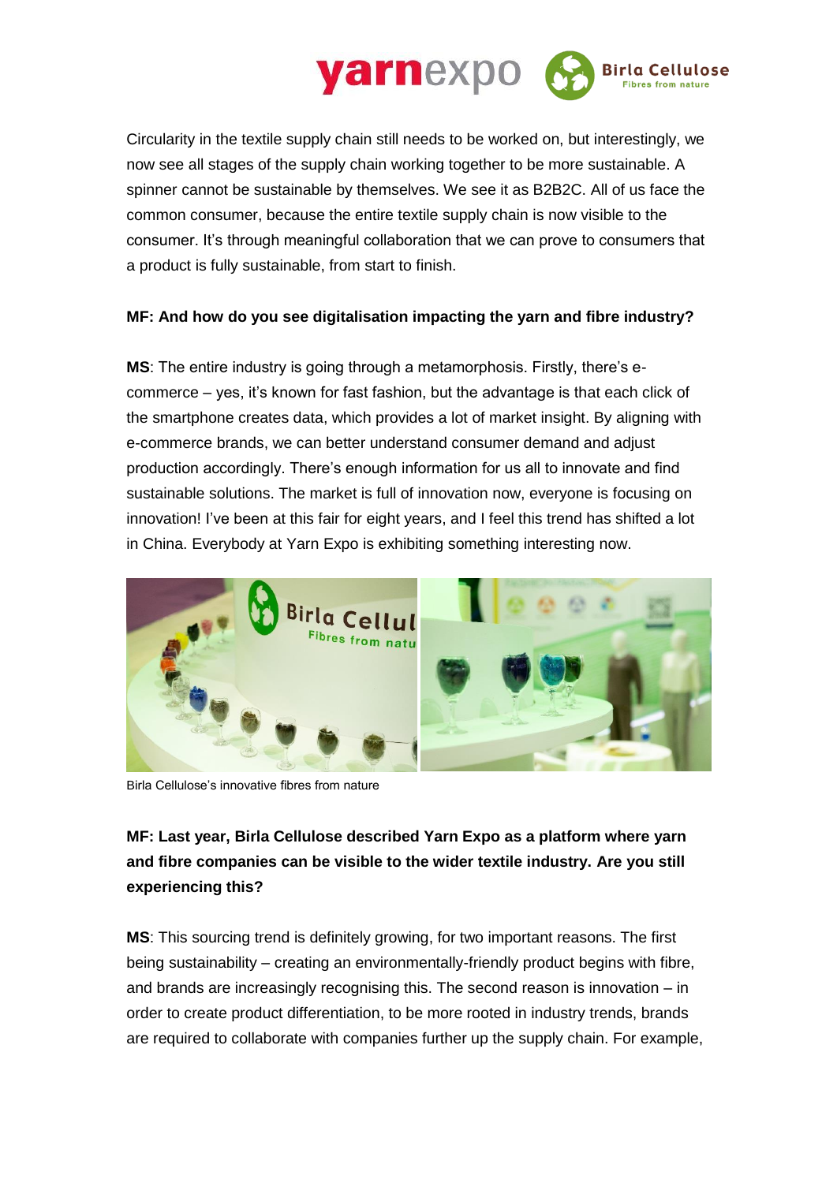Circularity in the textile supply chain still needs to be worked on, but interestingly, we now see all stages of the supply chain working together to be more sustainable. A spinner cannot be sustainable by themselves. We see it as B2B2C. All of us face the common consumer, because the entire textile supply chain is now visible to the consumer. It's through meaningful collaboration that we can prove to consumers that a product is fully sustainable, from start to finish.

**MF: And how do you see digitalisation impacting the yarn and fibre industry?**

**MS**: The entire industry is going through a metamorphosis. Firstly, there's e-commerce – yes, it's known for fast fashion, but the advantage is that each click of the smartphone creates data, which provides a lot of market insight. By aligning with e-commerce brands, we can better understand consumer demand and adjust production accordingly. There's enough information for us all to innovate and find sustainable solutions. The market is full of innovation now, everyone is focusing on innovation! I've been at this fair for eight years, and I feel this trend has shifted a lot in China. Everybody at Yarn Expo is exhibiting something interesting now.

Birla Cellulose's innovative fibres from nature

**MF: Last year, Birla Cellulose described Yarn Expo as a platform where yarn and fibre companies can be visible to the wider textile industry. Are you still experiencing this?**

**MS**: This sourcing trend is definitely growing, for two important reasons. The first being sustainability – creating an environmentally-friendly product begins with fibre, and brands are increasingly recognising this. The second reason is innovation – in order to create product differentiation, to be more rooted in industry trends, brands are required to collaborate with companies further up the supply chain. For example,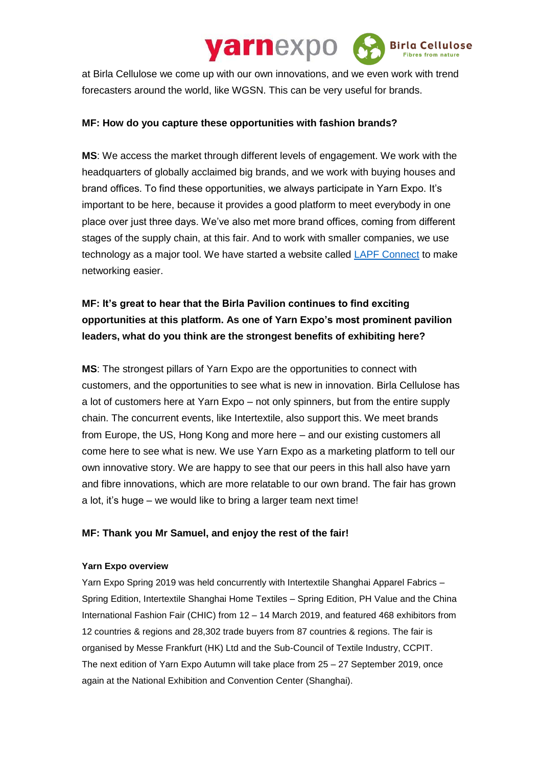at Birla Cellulose we come up with our own innovations, and we even work with trend forecasters around the world, like WGSN. This can be very useful for brands.

**MF: How do you capture these opportunities with fashion brands?**

**MS**: We access the market through different levels of engagement. We work with the headquarters of globally acclaimed big brands, and we work with buying houses and brand offices. To find these opportunities, we always participate in Yarn Expo. It's important to be here, because it provides a good platform to meet everybody in one place over just three days. We've also met more brand offices, coming from different stages of the supply chain, at this fair. And to work with smaller companies, we use technology as a major tool. We have started a website called LAPF Connect to make networking easier.

**MF: It's great to hear that the Birla Pavilion continues to find exciting opportunities at this platform. As one of Yarn Expo's most prominent pavilion leaders, what do you think are the strongest benefits of exhibiting here?**

**MS**: The strongest pillars of Yarn Expo are the opportunities to connect with customers, and the opportunities to see what is new in innovation. Birla Cellulose has a lot of customers here at Yarn Expo – not only spinners, but from the entire supply chain. The concurrent events, like Intertextile, also support this. We meet brands from Europe, the US, Hong Kong and more here – and our existing customers all come here to see what is new. We use Yarn Expo as a marketing platform to tell our own innovative story. We are happy to see that our peers in this hall also have yarn and fibre innovations, which are more relatable to our own brand. The fair has grown a lot, it's huge – we would like to bring a larger team next time!

**MF: Thank you Mr Samuel, and enjoy the rest of the fair!**

**Yarn Expo overview**

Yarn Expo Spring 2019 was held concurrently with Intertextile Shanghai Apparel Fabrics – Spring Edition, Intertextile Shanghai Home Textiles – Spring Edition, PH Value and the China International Fashion Fair (CHIC) from 12 – 14 March 2019, and featured 468 exhibitors from 12 countries & regions and 28,302 trade buyers from 87 countries & regions. The fair is organised by Messe Frankfurt (HK) Ltd and the Sub-Council of Textile Industry, CCPIT. The next edition of Yarn Expo Autumn will take place from 25 – 27 September 2019, once again at the National Exhibition and Convention Center (Shanghai).